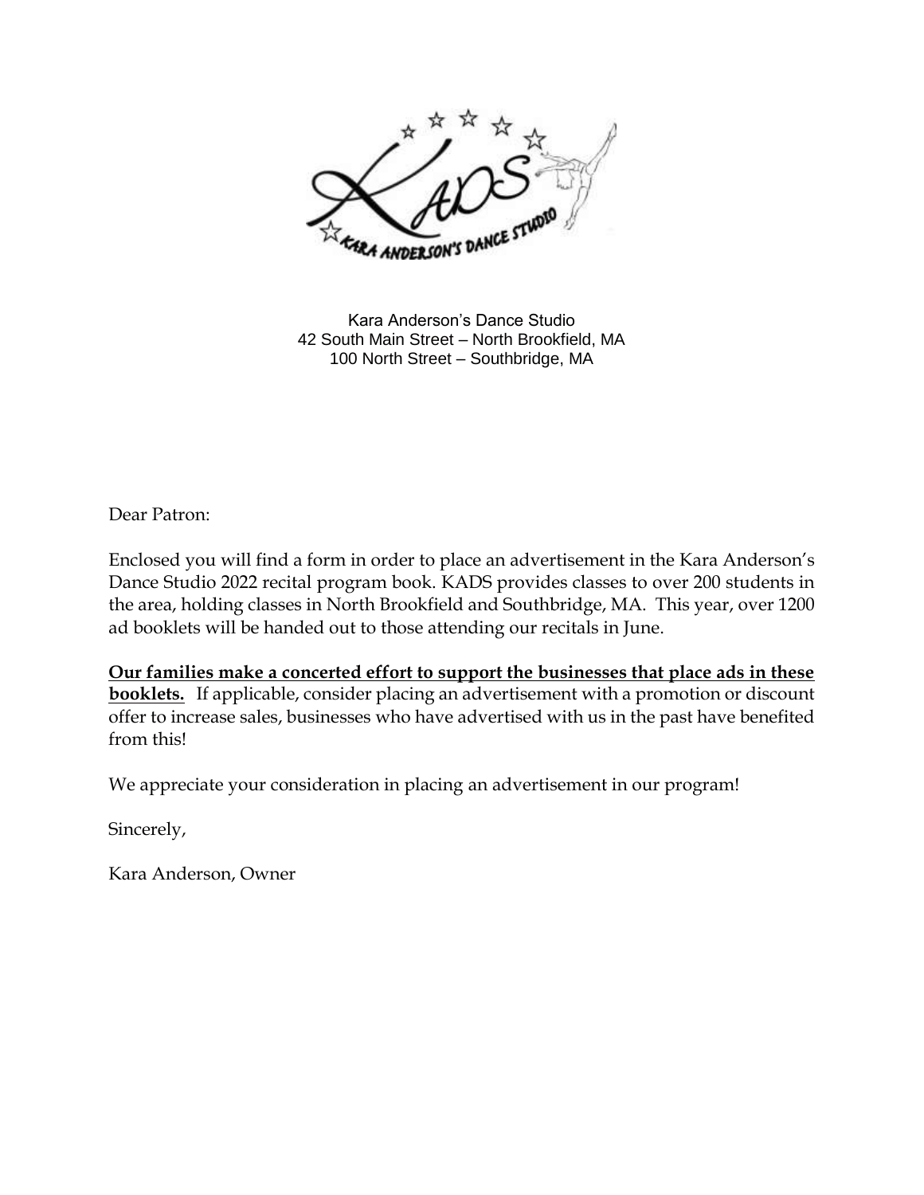Kara Anderson's Dance Studio
42 South Main Street – North Brookfield, MA
100 North Street – Southbridge, MA

Dear Patron:

Enclosed you will find a form in order to place an advertisement in the Kara Anderson's Dance Studio 2022 recital program book. KADS provides classes to over 200 students in the area, holding classes in North Brookfield and Southbridge, MA. This year, over 1200 ad booklets will be handed out to those attending our recitals in June.

**Our families make a concerted effort to support the businesses that place ads in these booklets.** If applicable, consider placing an advertisement with a promotion or discount offer to increase sales, businesses who have advertised with us in the past have benefited from this!

We appreciate your consideration in placing an advertisement in our program!

Sincerely,

Kara Anderson, Owner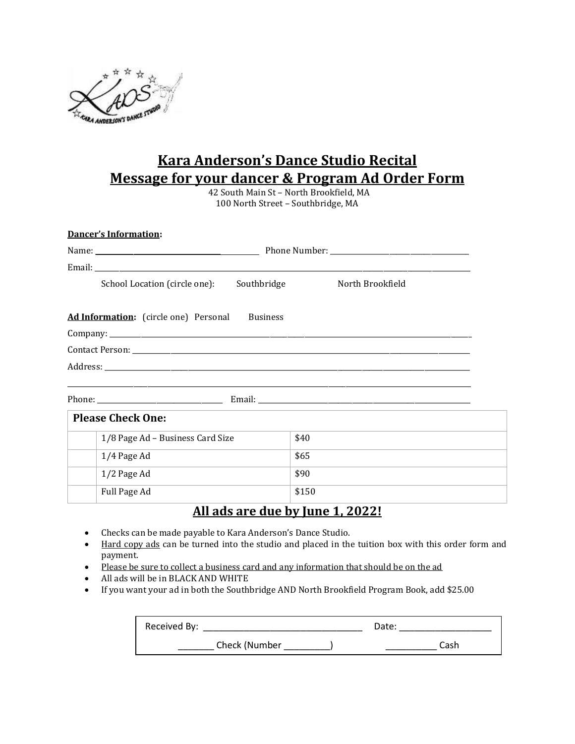# Kara Anderson's Dance Studio Recital
# Message for your dancer & Program Ad Order Form

42 South Main St – North Brookfield, MA
100 North Street – Southbridge, MA

**Dancer's Information:**

Name: ______________________________ Phone Number: ______________________________

Email: ____________________________________________________________________________

School Location (circle one): Southbridge North Brookfield

**Ad Information:** (circle one) Personal Business

Company: __________________________________________________________________________

Contact Person: ____________________________________________________________________

Address: __________________________________________________________________________

___________________________________________________________________________________

Phone: ______________________________ Email: ______________________________________

| Please Check One: | | |
|---|---|---|
| | 1/8 Page Ad – Business Card Size | $40 |
| | 1/4 Page Ad | $65 |
| | 1/2 Page Ad | $90 |
| | Full Page Ad | $150 |

## All ads are due by June 1, 2022!

- Checks can be made payable to Kara Anderson's Dance Studio.
- Hard copy ads can be turned into the studio and placed in the tuition box with this order form and payment.
- Please be sure to collect a business card and any information that should be on the ad
- All ads will be in BLACK AND WHITE
- If you want your ad in both the Southbridge AND North Brookfield Program Book, add $25.00

Received By: ______________________________ Date: ____________________

________ Check (Number __________) ___________ Cash